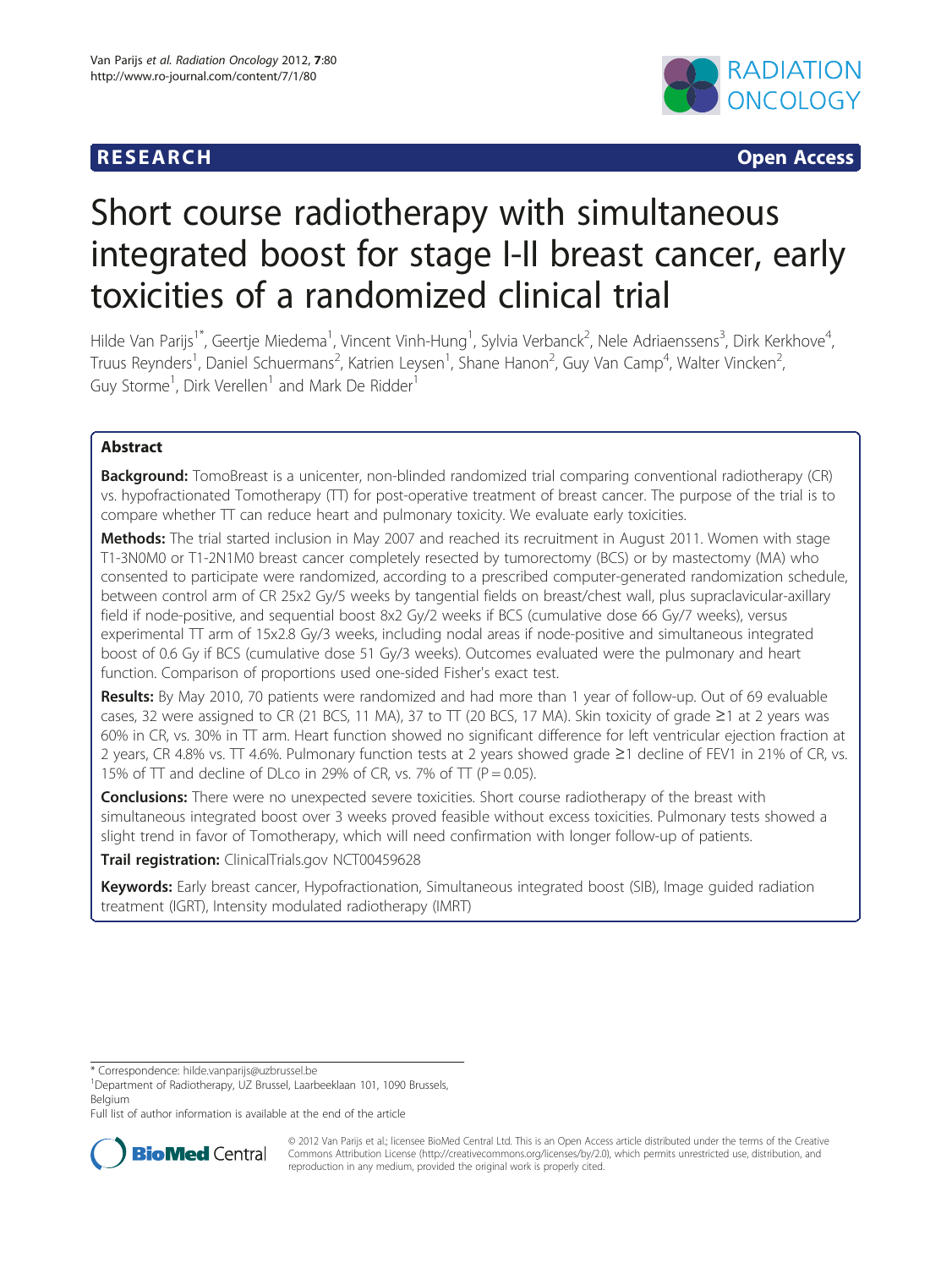RESEARCH Open Access

# Short course radiotherapy with simultaneous integrated boost for stage I-II breast cancer, early toxicities of a randomized clinical trial

Hilde Van Parijs[1*], Geertje Miedema[1], Vincent Vinh-Hung[1], Sylvia Verbanck[2], Nele Adriaenssens[3], Dirk Kerkhove[4], Truus Reynders[1], Daniel Schuermans[2], Katrien Leysen[1], Shane Hanon[2], Guy Van Camp[4], Walter Vincken[2], Guy Storme[1], Dirk Verellen[1] and Mark De Ridder[1]

## Abstract

**Background:** TomoBreast is a unicenter, non-blinded randomized trial comparing conventional radiotherapy (CR) vs. hypofractionated Tomotherapy (TT) for post-operative treatment of breast cancer. The purpose of the trial is to compare whether TT can reduce heart and pulmonary toxicity. We evaluate early toxicities.

**Methods:** The trial started inclusion in May 2007 and reached its recruitment in August 2011. Women with stage T1-3N0M0 or T1-2N1M0 breast cancer completely resected by tumorectomy (BCS) or by mastectomy (MA) who consented to participate were randomized, according to a prescribed computer-generated randomization schedule, between control arm of CR 25x2 Gy/5 weeks by tangential fields on breast/chest wall, plus supraclavicular-axillary field if node-positive, and sequential boost 8x2 Gy/2 weeks if BCS (cumulative dose 66 Gy/7 weeks), versus experimental TT arm of 15x2.8 Gy/3 weeks, including nodal areas if node-positive and simultaneous integrated boost of 0.6 Gy if BCS (cumulative dose 51 Gy/3 weeks). Outcomes evaluated were the pulmonary and heart function. Comparison of proportions used one-sided Fisher's exact test.

**Results:** By May 2010, 70 patients were randomized and had more than 1 year of follow-up. Out of 69 evaluable cases, 32 were assigned to CR (21 BCS, 11 MA), 37 to TT (20 BCS, 17 MA). Skin toxicity of grade ≥1 at 2 years was 60% in CR, vs. 30% in TT arm. Heart function showed no significant difference for left ventricular ejection fraction at 2 years, CR 4.8% vs. TT 4.6%. Pulmonary function tests at 2 years showed grade ≥1 decline of FEV1 in 21% of CR, vs. 15% of TT and decline of DLco in 29% of CR, vs. 7% of TT ($P = 0.05$).

**Conclusions:** There were no unexpected severe toxicities. Short course radiotherapy of the breast with simultaneous integrated boost over 3 weeks proved feasible without excess toxicities. Pulmonary tests showed a slight trend in favor of Tomotherapy, which will need confirmation with longer follow-up of patients.

**Trail registration:** ClinicalTrials.gov NCT00459628

**Keywords:** Early breast cancer, Hypofractionation, Simultaneous integrated boost (SIB), Image guided radiation treatment (IGRT), Intensity modulated radiotherapy (IMRT)

* Correspondence: hilde.vanparijs@uzbrussel.be

[1]Department of Radiotherapy, UZ Brussel, Laarbeeklaan 101, 1090 Brussels, Belgium

Full list of author information is available at the end of the article

© 2012 Van Parijs et al.; licensee BioMed Central Ltd. This is an Open Access article distributed under the terms of the Creative Commons Attribution License (http://creativecommons.org/licenses/by/2.0), which permits unrestricted use, distribution, and reproduction in any medium, provided the original work is properly cited.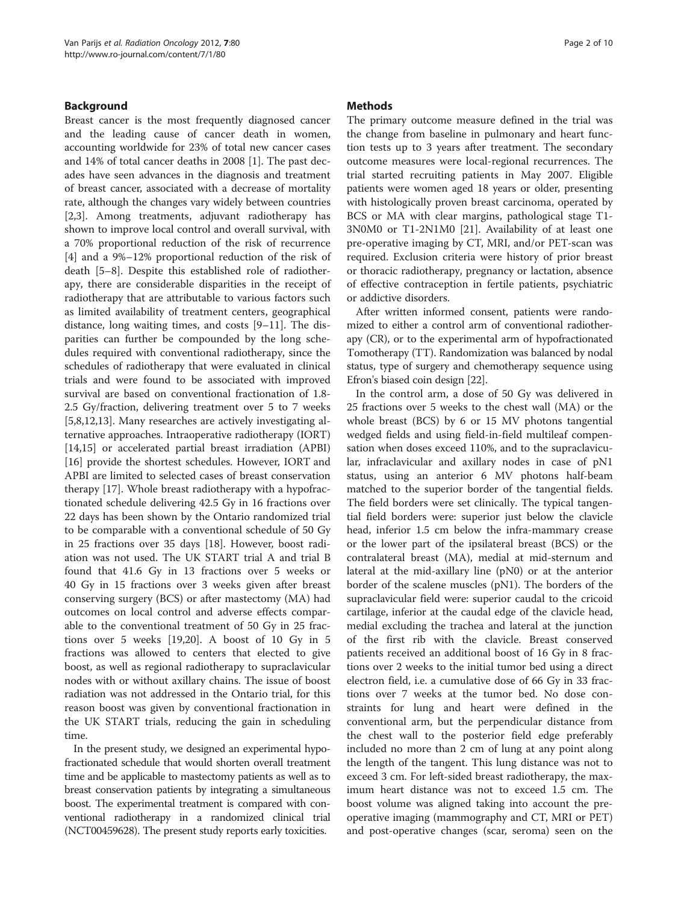## Background

Breast cancer is the most frequently diagnosed cancer and the leading cause of cancer death in women, accounting worldwide for 23% of total new cancer cases and 14% of total cancer deaths in 2008 [1]. The past decades have seen advances in the diagnosis and treatment of breast cancer, associated with a decrease of mortality rate, although the changes vary widely between countries [2,3]. Among treatments, adjuvant radiotherapy has shown to improve local control and overall survival, with a 70% proportional reduction of the risk of recurrence [4] and a 9%–12% proportional reduction of the risk of death [5–8]. Despite this established role of radiotherapy, there are considerable disparities in the receipt of radiotherapy that are attributable to various factors such as limited availability of treatment centers, geographical distance, long waiting times, and costs [9–11]. The disparities can further be compounded by the long schedules required with conventional radiotherapy, since the schedules of radiotherapy that were evaluated in clinical trials and were found to be associated with improved survival are based on conventional fractionation of 1.8-2.5 Gy/fraction, delivering treatment over 5 to 7 weeks [5,8,12,13]. Many researches are actively investigating alternative approaches. Intraoperative radiotherapy (IORT) [14,15] or accelerated partial breast irradiation (APBI) [16] provide the shortest schedules. However, IORT and APBI are limited to selected cases of breast conservation therapy [17]. Whole breast radiotherapy with a hypofractionated schedule delivering 42.5 Gy in 16 fractions over 22 days has been shown by the Ontario randomized trial to be comparable with a conventional schedule of 50 Gy in 25 fractions over 35 days [18]. However, boost radiation was not used. The UK START trial A and trial B found that 41.6 Gy in 13 fractions over 5 weeks or 40 Gy in 15 fractions over 3 weeks given after breast conserving surgery (BCS) or after mastectomy (MA) had outcomes on local control and adverse effects comparable to the conventional treatment of 50 Gy in 25 fractions over 5 weeks [19,20]. A boost of 10 Gy in 5 fractions was allowed to centers that elected to give boost, as well as regional radiotherapy to supraclavicular nodes with or without axillary chains. The issue of boost radiation was not addressed in the Ontario trial, for this reason boost was given by conventional fractionation in the UK START trials, reducing the gain in scheduling time.

In the present study, we designed an experimental hypofractionated schedule that would shorten overall treatment time and be applicable to mastectomy patients as well as to breast conservation patients by integrating a simultaneous boost. The experimental treatment is compared with conventional radiotherapy in a randomized clinical trial (NCT00459628). The present study reports early toxicities.

## Methods

The primary outcome measure defined in the trial was the change from baseline in pulmonary and heart function tests up to 3 years after treatment. The secondary outcome measures were local-regional recurrences. The trial started recruiting patients in May 2007. Eligible patients were women aged 18 years or older, presenting with histologically proven breast carcinoma, operated by BCS or MA with clear margins, pathological stage T1-3N0M0 or T1-2N1M0 [21]. Availability of at least one pre-operative imaging by CT, MRI, and/or PET-scan was required. Exclusion criteria were history of prior breast or thoracic radiotherapy, pregnancy or lactation, absence of effective contraception in fertile patients, psychiatric or addictive disorders.

After written informed consent, patients were randomized to either a control arm of conventional radiotherapy (CR), or to the experimental arm of hypofractionated Tomotherapy (TT). Randomization was balanced by nodal status, type of surgery and chemotherapy sequence using Efron's biased coin design [22].

In the control arm, a dose of 50 Gy was delivered in 25 fractions over 5 weeks to the chest wall (MA) or the whole breast (BCS) by 6 or 15 MV photons tangential wedged fields and using field-in-field multileaf compensation when doses exceed 110%, and to the supraclavicular, infraclavicular and axillary nodes in case of pN1 status, using an anterior 6 MV photons half-beam matched to the superior border of the tangential fields. The field borders were set clinically. The typical tangential field borders were: superior just below the clavicle head, inferior 1.5 cm below the infra-mammary crease or the lower part of the ipsilateral breast (BCS) or the contralateral breast (MA), medial at mid-sternum and lateral at the mid-axillary line (pN0) or at the anterior border of the scalene muscles (pN1). The borders of the supraclavicular field were: superior caudal to the cricoid cartilage, inferior at the caudal edge of the clavicle head, medial excluding the trachea and lateral at the junction of the first rib with the clavicle. Breast conserved patients received an additional boost of 16 Gy in 8 fractions over 2 weeks to the initial tumor bed using a direct electron field, i.e. a cumulative dose of 66 Gy in 33 fractions over 7 weeks at the tumor bed. No dose constraints for lung and heart were defined in the conventional arm, but the perpendicular distance from the chest wall to the posterior field edge preferably included no more than 2 cm of lung at any point along the length of the tangent. This lung distance was not to exceed 3 cm. For left-sided breast radiotherapy, the maximum heart distance was not to exceed 1.5 cm. The boost volume was aligned taking into account the pre-operative imaging (mammography and CT, MRI or PET) and post-operative changes (scar, seroma) seen on the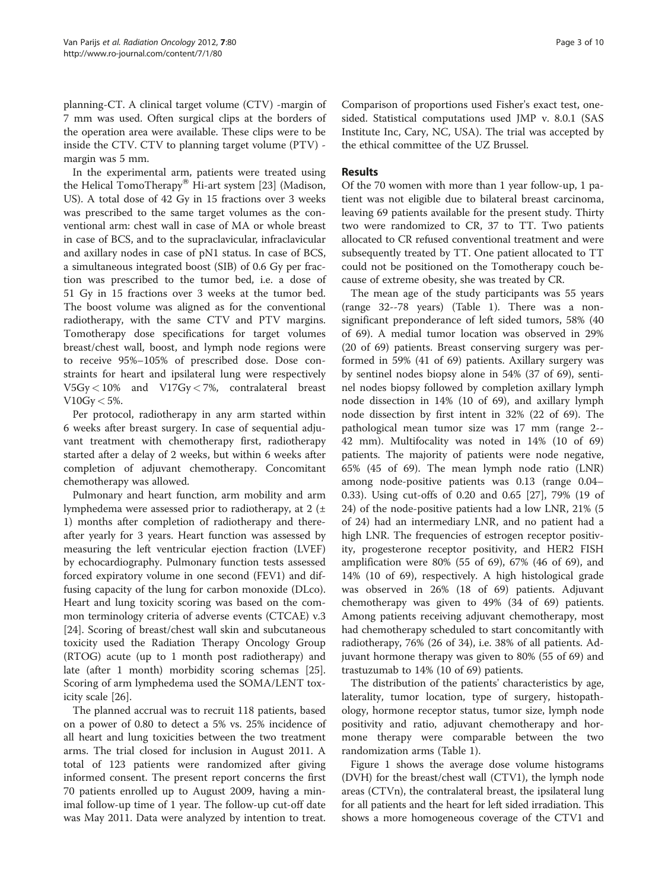planning-CT. A clinical target volume (CTV) -margin of 7 mm was used. Often surgical clips at the borders of the operation area were available. These clips were to be inside the CTV. CTV to planning target volume (PTV) -margin was 5 mm.

In the experimental arm, patients were treated using the Helical TomoTherapy® Hi-art system [23] (Madison, US). A total dose of 42 Gy in 15 fractions over 3 weeks was prescribed to the same target volumes as the conventional arm: chest wall in case of MA or whole breast in case of BCS, and to the supraclavicular, infraclavicular and axillary nodes in case of pN1 status. In case of BCS, a simultaneous integrated boost (SIB) of 0.6 Gy per fraction was prescribed to the tumor bed, i.e. a dose of 51 Gy in 15 fractions over 3 weeks at the tumor bed. The boost volume was aligned as for the conventional radiotherapy, with the same CTV and PTV margins. Tomotherapy dose specifications for target volumes breast/chest wall, boost, and lymph node regions were to receive 95%–105% of prescribed dose. Dose constraints for heart and ipsilateral lung were respectively $V5Gy < 10\%$ and $V17Gy < 7\%$, contralateral breast $V10Gy < 5\%$.

Per protocol, radiotherapy in any arm started within 6 weeks after breast surgery. In case of sequential adjuvant treatment with chemotherapy first, radiotherapy started after a delay of 2 weeks, but within 6 weeks after completion of adjuvant chemotherapy. Concomitant chemotherapy was allowed.

Pulmonary and heart function, arm mobility and arm lymphedema were assessed prior to radiotherapy, at 2 (± 1) months after completion of radiotherapy and thereafter yearly for 3 years. Heart function was assessed by measuring the left ventricular ejection fraction (LVEF) by echocardiography. Pulmonary function tests assessed forced expiratory volume in one second (FEV1) and diffusing capacity of the lung for carbon monoxide (DLco). Heart and lung toxicity scoring was based on the common terminology criteria of adverse events (CTCAE) v.3 [24]. Scoring of breast/chest wall skin and subcutaneous toxicity used the Radiation Therapy Oncology Group (RTOG) acute (up to 1 month post radiotherapy) and late (after 1 month) morbidity scoring schemas [25]. Scoring of arm lymphedema used the SOMA/LENT toxicity scale [26].

The planned accrual was to recruit 118 patients, based on a power of 0.80 to detect a 5% vs. 25% incidence of all heart and lung toxicities between the two treatment arms. The trial closed for inclusion in August 2011. A total of 123 patients were randomized after giving informed consent. The present report concerns the first 70 patients enrolled up to August 2009, having a minimal follow-up time of 1 year. The follow-up cut-off date was May 2011. Data were analyzed by intention to treat. Comparison of proportions used Fisher's exact test, one-sided. Statistical computations used JMP v. 8.0.1 (SAS Institute Inc, Cary, NC, USA). The trial was accepted by the ethical committee of the UZ Brussel.

## Results

Of the 70 women with more than 1 year follow-up, 1 patient was not eligible due to bilateral breast carcinoma, leaving 69 patients available for the present study. Thirty two were randomized to CR, 37 to TT. Two patients allocated to CR refused conventional treatment and were subsequently treated by TT. One patient allocated to TT could not be positioned on the Tomotherapy couch because of extreme obesity, she was treated by CR.

The mean age of the study participants was 55 years (range 32--78 years) (Table 1). There was a non-significant preponderance of left sided tumors, 58% (40 of 69). A medial tumor location was observed in 29% (20 of 69) patients. Breast conserving surgery was performed in 59% (41 of 69) patients. Axillary surgery was by sentinel nodes biopsy alone in 54% (37 of 69), sentinel nodes biopsy followed by completion axillary lymph node dissection in 14% (10 of 69), and axillary lymph node dissection by first intent in 32% (22 of 69). The pathological mean tumor size was 17 mm (range 2--42 mm). Multifocality was noted in 14% (10 of 69) patients. The majority of patients were node negative, 65% (45 of 69). The mean lymph node ratio (LNR) among node-positive patients was 0.13 (range 0.04–0.33). Using cut-offs of 0.20 and 0.65 [27], 79% (19 of 24) of the node-positive patients had a low LNR, 21% (5 of 24) had an intermediary LNR, and no patient had a high LNR. The frequencies of estrogen receptor positivity, progesterone receptor positivity, and HER2 FISH amplification were 80% (55 of 69), 67% (46 of 69), and 14% (10 of 69), respectively. A high histological grade was observed in 26% (18 of 69) patients. Adjuvant chemotherapy was given to 49% (34 of 69) patients. Among patients receiving adjuvant chemotherapy, most had chemotherapy scheduled to start concomitantly with radiotherapy, 76% (26 of 34), i.e. 38% of all patients. Adjuvant hormone therapy was given to 80% (55 of 69) and trastuzumab to 14% (10 of 69) patients.

The distribution of the patients' characteristics by age, laterality, tumor location, type of surgery, histopathology, hormone receptor status, tumor size, lymph node positivity and ratio, adjuvant chemotherapy and hormone therapy were comparable between the two randomization arms (Table 1).

Figure 1 shows the average dose volume histograms (DVH) for the breast/chest wall (CTV1), the lymph node areas (CTVn), the contralateral breast, the ipsilateral lung for all patients and the heart for left sided irradiation. This shows a more homogeneous coverage of the CTV1 and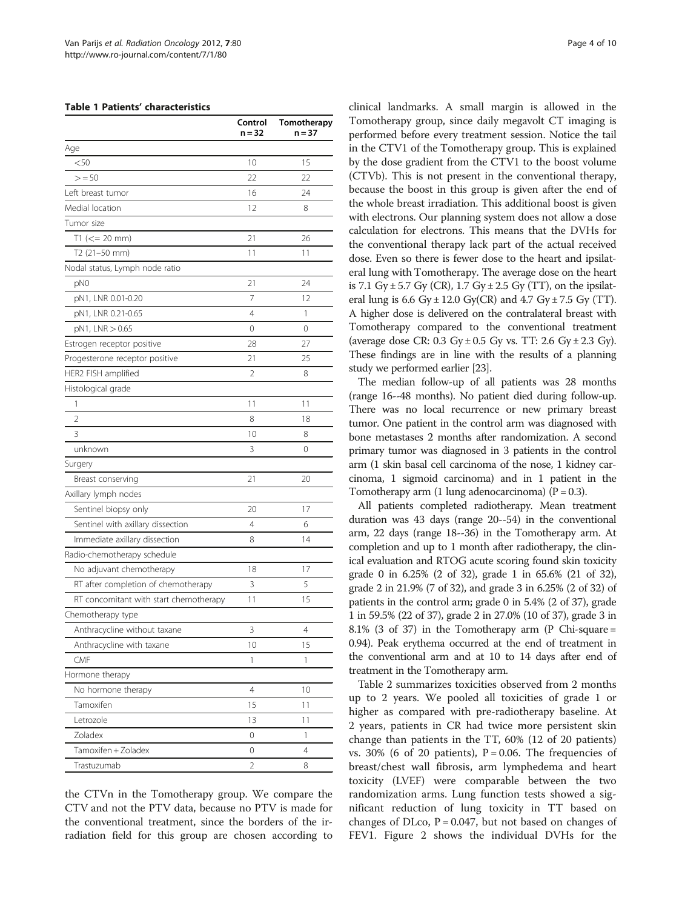**Table 1 Patients' characteristics**

| | Control n = 32 | Tomotherapy n = 37 |
|---|---|---|
| Age | | |
| <50 | 10 | 15 |
| >= 50 | 22 | 22 |
| Left breast tumor | 16 | 24 |
| Medial location | 12 | 8 |
| Tumor size | | |
| T1 (<= 20 mm) | 21 | 26 |
| T2 (21–50 mm) | 11 | 11 |
| Nodal status, Lymph node ratio | | |
| pN0 | 21 | 24 |
| pN1, LNR 0.01-0.20 | 7 | 12 |
| pN1, LNR 0.21-0.65 | 4 | 1 |
| pN1, LNR > 0.65 | 0 | 0 |
| Estrogen receptor positive | 28 | 27 |
| Progesterone receptor positive | 21 | 25 |
| HER2 FISH amplified | 2 | 8 |
| Histological grade | | |
| 1 | 11 | 11 |
| 2 | 8 | 18 |
| 3 | 10 | 8 |
| unknown | 3 | 0 |
| Surgery | | |
| Breast conserving | 21 | 20 |
| Axillary lymph nodes | | |
| Sentinel biopsy only | 20 | 17 |
| Sentinel with axillary dissection | 4 | 6 |
| Immediate axillary dissection | 8 | 14 |
| Radio-chemotherapy schedule | | |
| No adjuvant chemotherapy | 18 | 17 |
| RT after completion of chemotherapy | 3 | 5 |
| RT concomitant with start chemotherapy | 11 | 15 |
| Chemotherapy type | | |
| Anthracycline without taxane | 3 | 4 |
| Anthracycline with taxane | 10 | 15 |
| CMF | 1 | 1 |
| Hormone therapy | | |
| No hormone therapy | 4 | 10 |
| Tamoxifen | 15 | 11 |
| Letrozole | 13 | 11 |
| Zoladex | 0 | 1 |
| Tamoxifen + Zoladex | 0 | 4 |
| Trastuzumab | 2 | 8 |

the CTVn in the Tomotherapy group. We compare the CTV and not the PTV data, because no PTV is made for the conventional treatment, since the borders of the irradiation field for this group are chosen according to clinical landmarks. A small margin is allowed in the Tomotherapy group, since daily megavolt CT imaging is performed before every treatment session. Notice the tail in the CTV1 of the Tomotherapy group. This is explained by the dose gradient from the CTV1 to the boost volume (CTVb). This is not present in the conventional therapy, because the boost in this group is given after the end of the whole breast irradiation. This additional boost is given with electrons. Our planning system does not allow a dose calculation for electrons. This means that the DVHs for the conventional therapy lack part of the actual received dose. Even so there is fewer dose to the heart and ipsilateral lung with Tomotherapy. The average dose on the heart is 7.1 Gy ± 5.7 Gy (CR), 1.7 Gy ± 2.5 Gy (TT), on the ipsilateral lung is 6.6 Gy ± 12.0 Gy(CR) and 4.7 Gy ± 7.5 Gy (TT). A higher dose is delivered on the contralateral breast with Tomotherapy compared to the conventional treatment (average dose CR: 0.3 Gy ± 0.5 Gy vs. TT: 2.6 Gy ± 2.3 Gy). These findings are in line with the results of a planning study we performed earlier [23].

The median follow-up of all patients was 28 months (range 16--48 months). No patient died during follow-up. There was no local recurrence or new primary breast tumor. One patient in the control arm was diagnosed with bone metastases 2 months after randomization. A second primary tumor was diagnosed in 3 patients in the control arm (1 skin basal cell carcinoma of the nose, 1 kidney carcinoma, 1 sigmoid carcinoma) and in 1 patient in the Tomotherapy arm (1 lung adenocarcinoma) ($P = 0.3$).

All patients completed radiotherapy. Mean treatment duration was 43 days (range 20--54) in the conventional arm, 22 days (range 18--36) in the Tomotherapy arm. At completion and up to 1 month after radiotherapy, the clinical evaluation and RTOG acute scoring found skin toxicity grade 0 in 6.25% (2 of 32), grade 1 in 65.6% (21 of 32), grade 2 in 21.9% (7 of 32), and grade 3 in 6.25% (2 of 32) of patients in the control arm; grade 0 in 5.4% (2 of 37), grade 1 in 59.5% (22 of 37), grade 2 in 27.0% (10 of 37), grade 3 in 8.1% (3 of 37) in the Tomotherapy arm (P Chi-square = 0.94). Peak erythema occurred at the end of treatment in the conventional arm and at 10 to 14 days after end of treatment in the Tomotherapy arm.

Table 2 summarizes toxicities observed from 2 months up to 2 years. We pooled all toxicities of grade 1 or higher as compared with pre-radiotherapy baseline. At 2 years, patients in CR had twice more persistent skin change than patients in the TT, 60% (12 of 20 patients) vs. 30% (6 of 20 patients), $P = 0.06$. The frequencies of breast/chest wall fibrosis, arm lymphedema and heart toxicity (LVEF) were comparable between the two randomization arms. Lung function tests showed a significant reduction of lung toxicity in TT based on changes of DLco, $P = 0.047$, but not based on changes of FEV1. Figure 2 shows the individual DVHs for the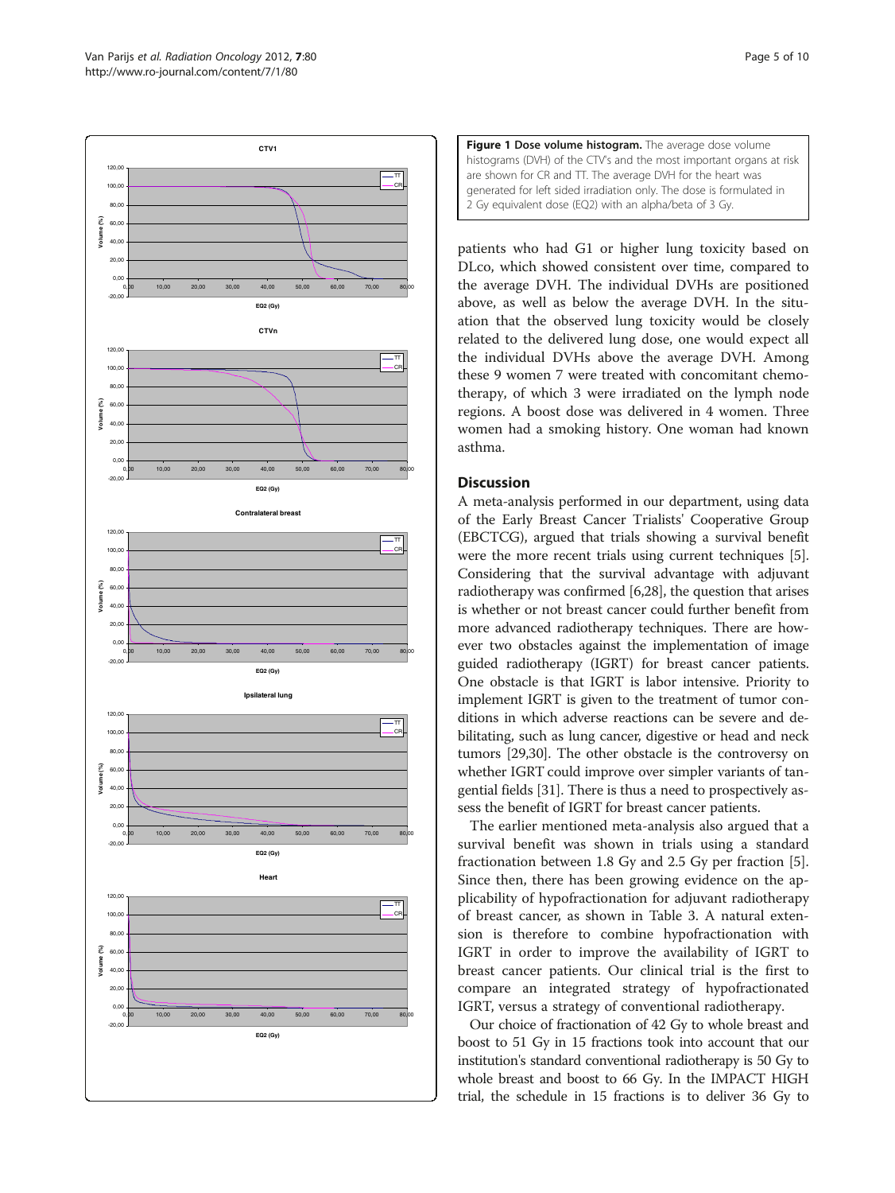**Figure 1 Dose volume histogram.** The average dose volume histograms (DVH) of the CTV's and the most important organs at risk are shown for CR and TT. The average DVH for the heart was generated for left sided irradiation only. The dose is formulated in 2 Gy equivalent dose (EQ2) with an alpha/beta of 3 Gy.

patients who had G1 or higher lung toxicity based on DLco, which showed consistent over time, compared to the average DVH. The individual DVHs are positioned above, as well as below the average DVH. In the situation that the observed lung toxicity would be closely related to the delivered lung dose, one would expect all the individual DVHs above the average DVH. Among these 9 women 7 were treated with concomitant chemotherapy, of which 3 were irradiated on the lymph node regions. A boost dose was delivered in 4 women. Three women had a smoking history. One woman had known asthma.

## Discussion

A meta-analysis performed in our department, using data of the Early Breast Cancer Trialists' Cooperative Group (EBCTCG), argued that trials showing a survival benefit were the more recent trials using current techniques [5]. Considering that the survival advantage with adjuvant radiotherapy was confirmed [6,28], the question that arises is whether or not breast cancer could further benefit from more advanced radiotherapy techniques. There are however two obstacles against the implementation of image guided radiotherapy (IGRT) for breast cancer patients. One obstacle is that IGRT is labor intensive. Priority to implement IGRT is given to the treatment of tumor conditions in which adverse reactions can be severe and debilitating, such as lung cancer, digestive or head and neck tumors [29,30]. The other obstacle is the controversy on whether IGRT could improve over simpler variants of tangential fields [31]. There is thus a need to prospectively assess the benefit of IGRT for breast cancer patients.

The earlier mentioned meta-analysis also argued that a survival benefit was shown in trials using a standard fractionation between 1.8 Gy and 2.5 Gy per fraction [5]. Since then, there has been growing evidence on the applicability of hypofractionation for adjuvant radiotherapy of breast cancer, as shown in Table 3. A natural extension is therefore to combine hypofractionation with IGRT in order to improve the availability of IGRT to breast cancer patients. Our clinical trial is the first to compare an integrated strategy of hypofractionated IGRT, versus a strategy of conventional radiotherapy.

Our choice of fractionation of 42 Gy to whole breast and boost to 51 Gy in 15 fractions took into account that our institution's standard conventional radiotherapy is 50 Gy to whole breast and boost to 66 Gy. In the IMPACT HIGH trial, the schedule in 15 fractions is to deliver 36 Gy to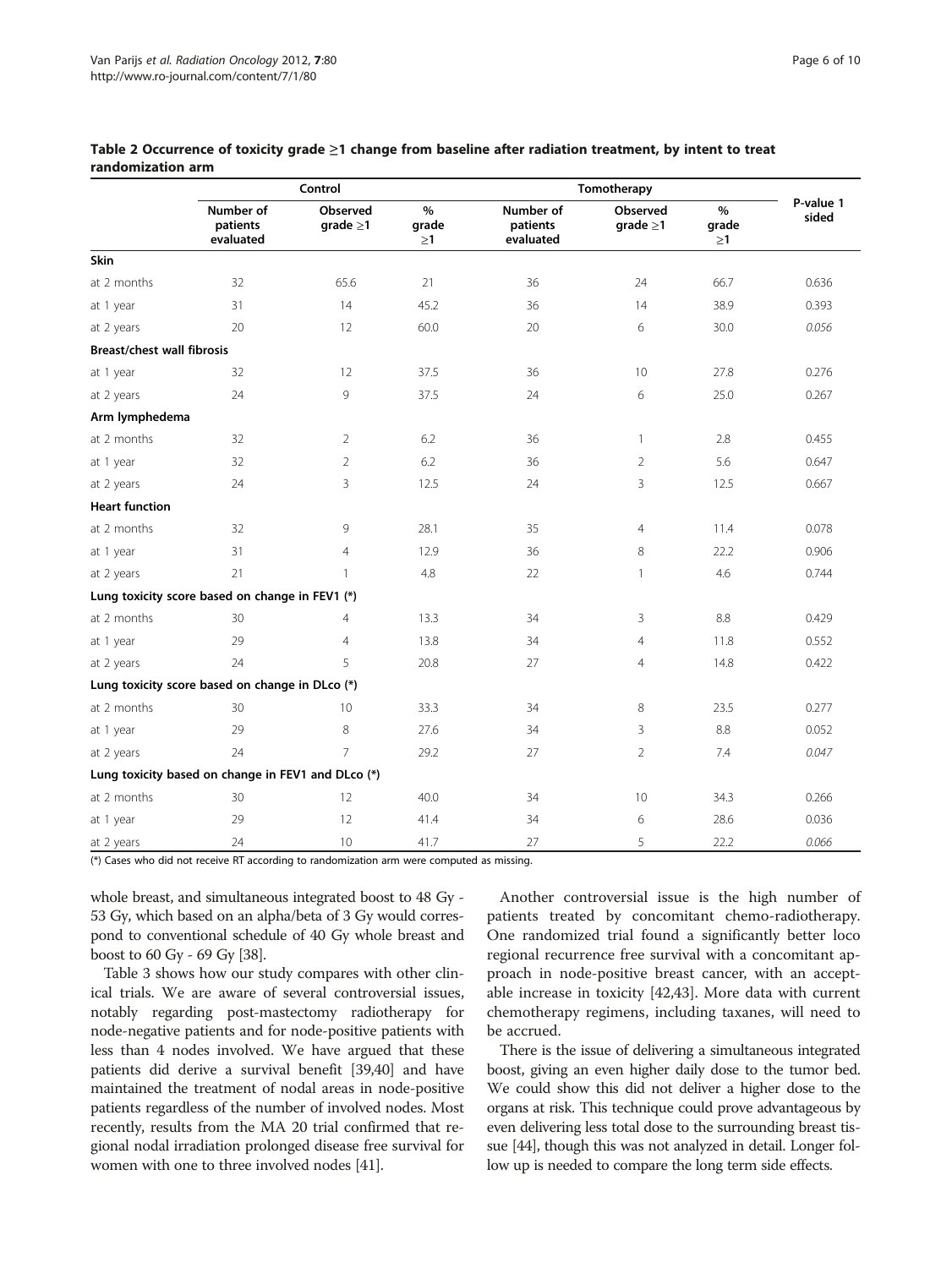**Table 2 Occurrence of toxicity grade ≥1 change from baseline after radiation treatment, by intent to treat randomization arm**

| | Control | | | Tomotherapy | | | P-value 1 sided |
|---|---|---|---|---|---|---|---|
| | Number of patients evaluated | Observed grade ≥1 | % grade ≥1 | Number of patients evaluated | Observed grade ≥1 | % grade ≥1 | |
| **Skin** | | | | | | | |
| at 2 months | 32 | 65.6 | 21 | 36 | 24 | 66.7 | 0.636 |
| at 1 year | 31 | 14 | 45.2 | 36 | 14 | 38.9 | 0.393 |
| at 2 years | 20 | 12 | 60.0 | 20 | 6 | 30.0 | *0.056* |
| **Breast/chest wall fibrosis** | | | | | | | |
| at 1 year | 32 | 12 | 37.5 | 36 | 10 | 27.8 | 0.276 |
| at 2 years | 24 | 9 | 37.5 | 24 | 6 | 25.0 | 0.267 |
| **Arm lymphedema** | | | | | | | |
| at 2 months | 32 | 2 | 6.2 | 36 | 1 | 2.8 | 0.455 |
| at 1 year | 32 | 2 | 6.2 | 36 | 2 | 5.6 | 0.647 |
| at 2 years | 24 | 3 | 12.5 | 24 | 3 | 12.5 | 0.667 |
| **Heart function** | | | | | | | |
| at 2 months | 32 | 9 | 28.1 | 35 | 4 | 11.4 | 0.078 |
| at 1 year | 31 | 4 | 12.9 | 36 | 8 | 22.2 | 0.906 |
| at 2 years | 21 | 1 | 4.8 | 22 | 1 | 4.6 | 0.744 |
| **Lung toxicity score based on change in FEV1 (\*)** | | | | | | | |
| at 2 months | 30 | 4 | 13.3 | 34 | 3 | 8.8 | 0.429 |
| at 1 year | 29 | 4 | 13.8 | 34 | 4 | 11.8 | 0.552 |
| at 2 years | 24 | 5 | 20.8 | 27 | 4 | 14.8 | 0.422 |
| **Lung toxicity score based on change in DLco (\*)** | | | | | | | |
| at 2 months | 30 | 10 | 33.3 | 34 | 8 | 23.5 | 0.277 |
| at 1 year | 29 | 8 | 27.6 | 34 | 3 | 8.8 | 0.052 |
| at 2 years | 24 | 7 | 29.2 | 27 | 2 | 7.4 | *0.047* |
| **Lung toxicity based on change in FEV1 and DLco (\*)** | | | | | | | |
| at 2 months | 30 | 12 | 40.0 | 34 | 10 | 34.3 | 0.266 |
| at 1 year | 29 | 12 | 41.4 | 34 | 6 | 28.6 | 0.036 |
| at 2 years | 24 | 10 | 41.7 | 27 | 5 | 22.2 | *0.066* |

(\*) Cases who did not receive RT according to randomization arm were computed as missing.

whole breast, and simultaneous integrated boost to 48 Gy - 53 Gy, which based on an alpha/beta of 3 Gy would correspond to conventional schedule of 40 Gy whole breast and boost to 60 Gy - 69 Gy [38].

Table 3 shows how our study compares with other clinical trials. We are aware of several controversial issues, notably regarding post-mastectomy radiotherapy for node-negative patients and for node-positive patients with less than 4 nodes involved. We have argued that these patients did derive a survival benefit [39,40] and have maintained the treatment of nodal areas in node-positive patients regardless of the number of involved nodes. Most recently, results from the MA 20 trial confirmed that regional nodal irradiation prolonged disease free survival for women with one to three involved nodes [41].

Another controversial issue is the high number of patients treated by concomitant chemo-radiotherapy. One randomized trial found a significantly better loco regional recurrence free survival with a concomitant approach in node-positive breast cancer, with an acceptable increase in toxicity [42,43]. More data with current chemotherapy regimens, including taxanes, will need to be accrued.

There is the issue of delivering a simultaneous integrated boost, giving an even higher daily dose to the tumor bed. We could show this did not deliver a higher dose to the organs at risk. This technique could prove advantageous by even delivering less total dose to the surrounding breast tissue [44], though this was not analyzed in detail. Longer follow up is needed to compare the long term side effects.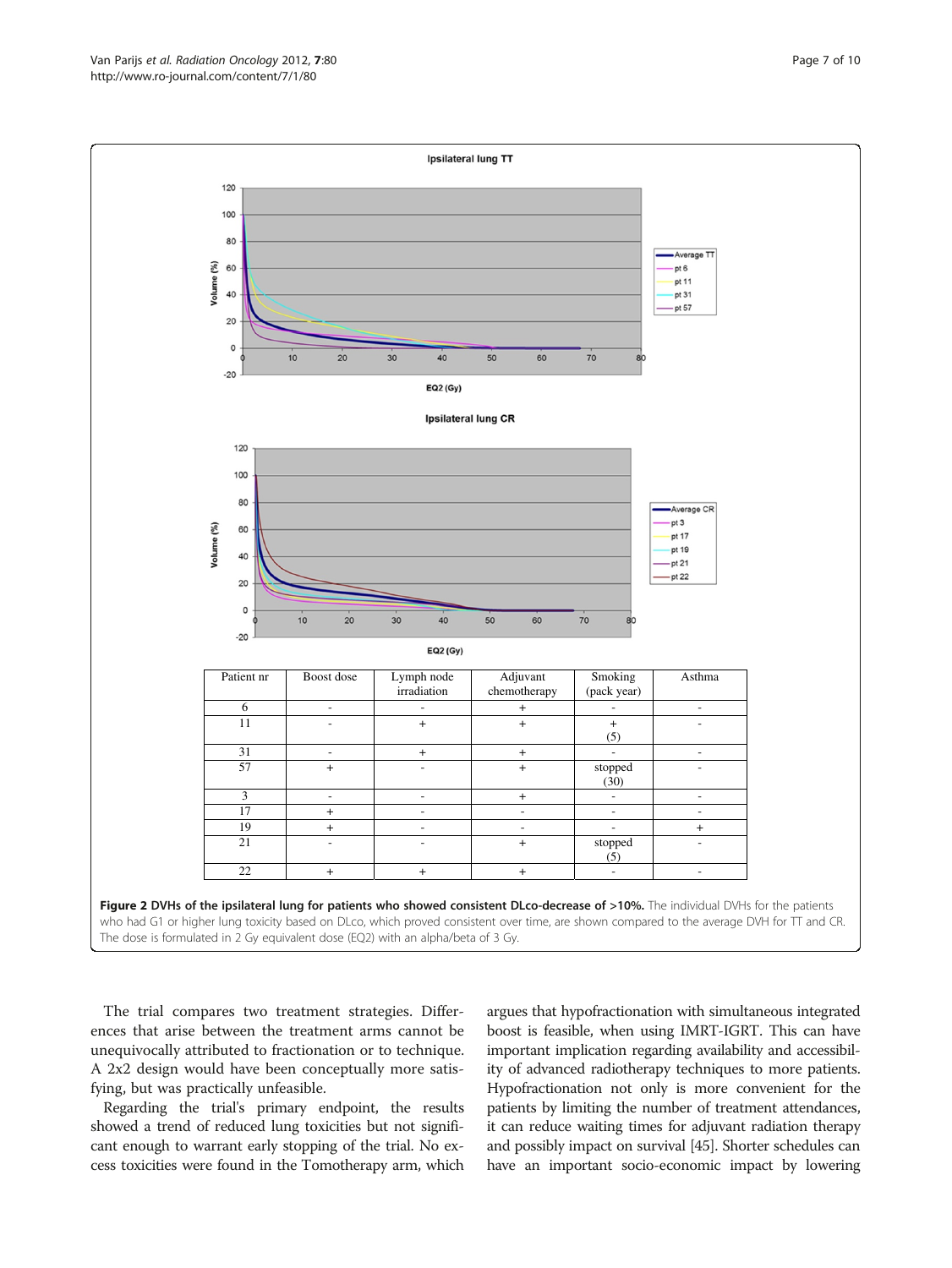| Patient nr | Boost dose | Lymph node irradiation | Adjuvant chemotherapy | Smoking (pack year) | Asthma |
|---|---|---|---|---|---|
| 6 | - | - | + | - | - |
| 11 | - | + | + | + (5) | - |
| 31 | - | + | + | - | - |
| 57 | + | - | + | stopped (30) | - |
| 3 | - | - | + | - | - |
| 17 | + | - | - | - | - |
| 19 | + | - | - | - | + |
| 21 | - | - | + | stopped (5) | - |
| 22 | + | + | + | - | - |

**Figure 2 DVHs of the ipsilateral lung for patients who showed consistent DLco-decrease of >10%.** The individual DVHs for the patients who had G1 or higher lung toxicity based on DLco, which proved consistent over time, are shown compared to the average DVH for TT and CR. The dose is formulated in 2 Gy equivalent dose (EQ2) with an alpha/beta of 3 Gy.

The trial compares two treatment strategies. Differences that arise between the treatment arms cannot be unequivocally attributed to fractionation or to technique. A 2x2 design would have been conceptually more satisfying, but was practically unfeasible.

Regarding the trial's primary endpoint, the results showed a trend of reduced lung toxicities but not significant enough to warrant early stopping of the trial. No excess toxicities were found in the Tomotherapy arm, which argues that hypofractionation with simultaneous integrated boost is feasible, when using IMRT-IGRT. This can have important implication regarding availability and accessibility of advanced radiotherapy techniques to more patients. Hypofractionation not only is more convenient for the patients by limiting the number of treatment attendances, it can reduce waiting times for adjuvant radiation therapy and possibly impact on survival [45]. Shorter schedules can have an important socio-economic impact by lowering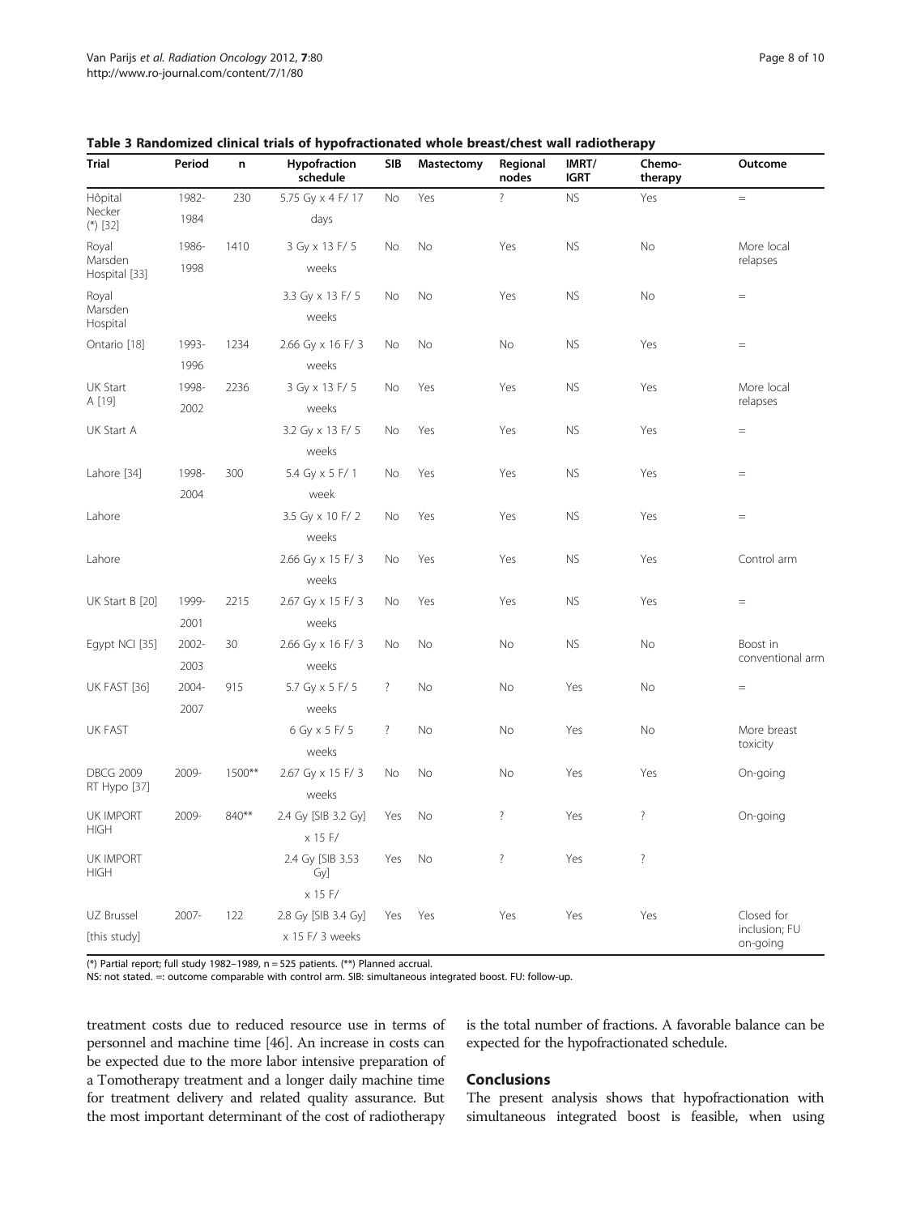**Table 3 Randomized clinical trials of hypofractionated whole breast/chest wall radiotherapy**

| Trial | Period | n | Hypofraction schedule | SIB | Mastectomy | Regional nodes | IMRT/ IGRT | Chemo-therapy | Outcome |
|---|---|---|---|---|---|---|---|---|---|
| Hôpital Necker (*) [32] | 1982-1984 | 230 | 5.75 Gy x 4 F/ 17 days | No | Yes | ? | NS | Yes | = |
| Royal Marsden Hospital [33] | 1986-1998 | 1410 | 3 Gy x 13 F/ 5 weeks | No | No | Yes | NS | No | More local relapses |
| Royal Marsden Hospital | | | 3.3 Gy x 13 F/ 5 weeks | No | No | Yes | NS | No | = |
| Ontario [18] | 1993-1996 | 1234 | 2.66 Gy x 16 F/ 3 weeks | No | No | No | NS | Yes | = |
| UK Start A [19] | 1998-2002 | 2236 | 3 Gy x 13 F/ 5 weeks | No | Yes | Yes | NS | Yes | More local relapses |
| UK Start A | | | 3.2 Gy x 13 F/ 5 weeks | No | Yes | Yes | NS | Yes | = |
| Lahore [34] | 1998-2004 | 300 | 5.4 Gy x 5 F/ 1 week | No | Yes | Yes | NS | Yes | = |
| Lahore | | | 3.5 Gy x 10 F/ 2 weeks | No | Yes | Yes | NS | Yes | = |
| Lahore | | | 2.66 Gy x 15 F/ 3 weeks | No | Yes | Yes | NS | Yes | Control arm |
| UK Start B [20] | 1999-2001 | 2215 | 2.67 Gy x 15 F/ 3 weeks | No | Yes | Yes | NS | Yes | = |
| Egypt NCI [35] | 2002-2003 | 30 | 2.66 Gy x 16 F/ 3 weeks | No | No | No | NS | No | Boost in conventional arm |
| UK FAST [36] | 2004-2007 | 915 | 5.7 Gy x 5 F/ 5 weeks | ? | No | No | Yes | No | = |
| UK FAST | | | 6 Gy x 5 F/ 5 weeks | ? | No | No | Yes | No | More breast toxicity |
| DBCG 2009 RT Hypo [37] | 2009- | 1500** | 2.67 Gy x 15 F/ 3 weeks | No | No | No | Yes | Yes | On-going |
| UK IMPORT HIGH | 2009- | 840** | 2.4 Gy [SIB 3.2 Gy] x 15 F/ | Yes | No | ? | Yes | ? | On-going |
| UK IMPORT HIGH | | | 2.4 Gy [SIB 3.53 Gy] x 15 F/ | Yes | No | ? | Yes | ? | |
| UZ Brussel [this study] | 2007- | 122 | 2.8 Gy [SIB 3.4 Gy] x 15 F/ 3 weeks | Yes | Yes | Yes | Yes | Yes | Closed for inclusion; FU on-going |

(*) Partial report; full study 1982–1989, n = 525 patients. (**) Planned accrual.
NS: not stated. =: outcome comparable with control arm. SIB: simultaneous integrated boost. FU: follow-up.

treatment costs due to reduced resource use in terms of personnel and machine time [46]. An increase in costs can be expected due to the more labor intensive preparation of a Tomotherapy treatment and a longer daily machine time for treatment delivery and related quality assurance. But the most important determinant of the cost of radiotherapy is the total number of fractions. A favorable balance can be expected for the hypofractionated schedule.

## Conclusions

The present analysis shows that hypofractionation with simultaneous integrated boost is feasible, when using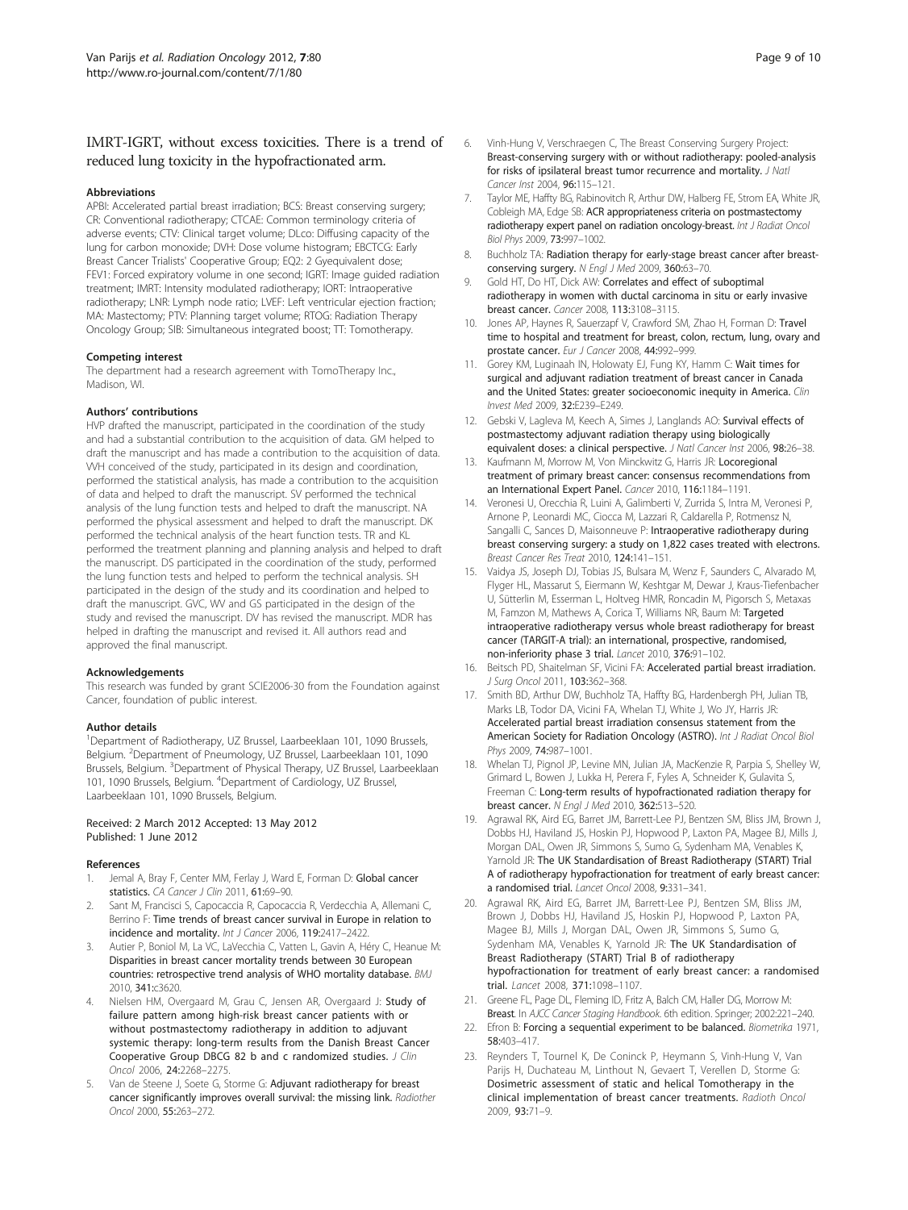IMRT-IGRT, without excess toxicities. There is a trend of reduced lung toxicity in the hypofractionated arm.

### Abbreviations

APBI: Accelerated partial breast irradiation; BCS: Breast conserving surgery; CR: Conventional radiotherapy; CTCAE: Common terminology criteria of adverse events; CTV: Clinical target volume; DLco: Diffusing capacity of the lung for carbon monoxide; DVH: Dose volume histogram; EBCTCG: Early Breast Cancer Trialists' Cooperative Group; EQ2: 2 Gyequivalent dose; FEV1: Forced expiratory volume in one second; IGRT: Image guided radiation treatment; IMRT: Intensity modulated radiotherapy; IORT: Intraoperative radiotherapy; LNR: Lymph node ratio; LVEF: Left ventricular ejection fraction; MA: Mastectomy; PTV: Planning target volume; RTOG: Radiation Therapy Oncology Group; SIB: Simultaneous integrated boost; TT: Tomotherapy.

### Competing interest

The department had a research agreement with TomoTherapy Inc., Madison, WI.

### Authors' contributions

HVP drafted the manuscript, participated in the coordination of the study and had a substantial contribution to the acquisition of data. GM helped to draft the manuscript and has made a contribution to the acquisition of data. VVH conceived of the study, participated in its design and coordination, performed the statistical analysis, has made a contribution to the acquisition of data and helped to draft the manuscript. SV performed the technical analysis of the lung function tests and helped to draft the manuscript. NA performed the physical assessment and helped to draft the manuscript. DK performed the technical analysis of the heart function tests. TR and KL performed the treatment planning and planning analysis and helped to draft the manuscript. DS participated in the coordination of the study, performed the lung function tests and helped to perform the technical analysis. SH participated in the design of the study and its coordination and helped to draft the manuscript. GVC, WV and GS participated in the design of the study and revised the manuscript. DV has revised the manuscript. MDR has helped in drafting the manuscript and revised it. All authors read and approved the final manuscript.

### Acknowledgements

This research was funded by grant SCIE2006-30 from the Foundation against Cancer, foundation of public interest.

### Author details

[1]Department of Radiotherapy, UZ Brussel, Laarbeeklaan 101, 1090 Brussels, Belgium. [2]Department of Pneumology, UZ Brussel, Laarbeeklaan 101, 1090 Brussels, Belgium. [3]Department of Physical Therapy, UZ Brussel, Laarbeeklaan 101, 1090 Brussels, Belgium. [4]Department of Cardiology, UZ Brussel, Laarbeeklaan 101, 1090 Brussels, Belgium.

Received: 2 March 2012 Accepted: 13 May 2012
Published: 1 June 2012

### References

1. Jemal A, Bray F, Center MM, Ferlay J, Ward E, Forman D: **Global cancer statistics.** *CA Cancer J Clin* 2011, **61:**69–90.
2. Sant M, Francisci S, Capocaccia R, Capocaccia R, Verdecchia A, Allemani C, Berrino F: **Time trends of breast cancer survival in Europe in relation to incidence and mortality.** *Int J Cancer* 2006, **119:**2417–2422.
3. Autier P, Boniol M, La VC, LaVecchia C, Vatten L, Gavin A, Héry C, Heanue M: **Disparities in breast cancer mortality trends between 30 European countries: retrospective trend analysis of WHO mortality database.** *BMJ* 2010, **341:**c3620.
4. Nielsen HM, Overgaard M, Grau C, Jensen AR, Overgaard J: **Study of failure pattern among high-risk breast cancer patients with or without postmastectomy radiotherapy in addition to adjuvant systemic therapy: long-term results from the Danish Breast Cancer Cooperative Group DBCG 82 b and c randomized studies.** *J Clin Oncol* 2006, **24:**2268–2275.
5. Van de Steene J, Soete G, Storme G: **Adjuvant radiotherapy for breast cancer significantly improves overall survival: the missing link.** *Radiother Oncol* 2000, **55:**263–272.
6. Vinh-Hung V, Verschraegen C, The Breast Conserving Surgery Project: **Breast-conserving surgery with or without radiotherapy: pooled-analysis for risks of ipsilateral breast tumor recurrence and mortality.** *J Natl Cancer Inst* 2004, **96:**115–121.
7. Taylor ME, Haffty BG, Rabinovitch R, Arthur DW, Halberg FE, Strom EA, White JR, Cobleigh MA, Edge SB: **ACR appropriateness criteria on postmastectomy radiotherapy expert panel on radiation oncology-breast.** *Int J Radiat Oncol Biol Phys* 2009, **73:**997–1002.
8. Buchholz TA: **Radiation therapy for early-stage breast cancer after breast-conserving surgery.** *N Engl J Med* 2009, **360:**63–70.
9. Gold HT, Do HT, Dick AW: **Correlates and effect of suboptimal radiotherapy in women with ductal carcinoma in situ or early invasive breast cancer.** *Cancer* 2008, **113:**3108–3115.
10. Jones AP, Haynes R, Sauerzapf V, Crawford SM, Zhao H, Forman D: **Travel time to hospital and treatment for breast, colon, rectum, lung, ovary and prostate cancer.** *Eur J Cancer* 2008, **44:**992–999.
11. Gorey KM, Luginaah IN, Holowaty EJ, Fung KY, Hamm C: **Wait times for surgical and adjuvant radiation treatment of breast cancer in Canada and the United States: greater socioeconomic inequity in America.** *Clin Invest Med* 2009, **32:**E239–E249.
12. Gebski V, Lagleva M, Keech A, Simes J, Langlands AO: **Survival effects of postmastectomy adjuvant radiation therapy using biologically equivalent doses: a clinical perspective.** *J Natl Cancer Inst* 2006, **98:**26–38.
13. Kaufmann M, Morrow M, Von Minckwitz G, Harris JR: **Locoregional treatment of primary breast cancer: consensus recommendations from an International Expert Panel.** *Cancer* 2010, **116:**1184–1191.
14. Veronesi U, Orecchia R, Luini A, Galimberti V, Zurrida S, Intra M, Veronesi P, Arnone P, Leonardi MC, Ciocca M, Lazzari R, Caldarella P, Rotmensz N, Sangalli C, Sances D, Maisonneuve P: **Intraoperative radiotherapy during breast conserving surgery: a study on 1,822 cases treated with electrons.** *Breast Cancer Res Treat* 2010, **124:**141–151.
15. Vaidya JS, Joseph DJ, Tobias JS, Bulsara M, Wenz F, Saunders C, Alvarado M, Flyger HL, Massarut S, Eiermann W, Keshtgar M, Dewar J, Kraus-Tiefenbacher U, Sütterlin M, Esserman L, Holtveg HMR, Roncadin M, Pigorsch S, Metaxas M, Falzon M, Mathews A, Corica T, Williams NR, Baum M: **Targeted intraoperative radiotherapy versus whole breast radiotherapy for breast cancer (TARGIT-A trial): an international, prospective, randomised, non-inferiority phase 3 trial.** *Lancet* 2010, **376:**91–102.
16. Beitsch PD, Shaitelman SF, Vicini FA: **Accelerated partial breast irradiation.** *J Surg Oncol* 2011, **103:**362–368.
17. Smith BD, Arthur DW, Buchholz TA, Haffty BG, Hardenbergh PH, Julian TB, Marks LB, Todor DA, Vicini FA, Whelan TJ, White J, Wo JY, Harris JR: **Accelerated partial breast irradiation consensus statement from the American Society for Radiation Oncology (ASTRO).** *Int J Radiat Oncol Biol Phys* 2009, **74:**987–1001.
18. Whelan TJ, Pignol JP, Levine MN, Julian JA, MacKenzie R, Parpia S, Shelley W, Grimard L, Bowen J, Lukka H, Perera F, Fyles A, Schneider K, Gulavita S, Freeman C: **Long-term results of hypofractionated radiation therapy for breast cancer.** *N Engl J Med* 2010, **362:**513–520.
19. Agrawal RK, Aird EG, Barret JM, Barrett-Lee PJ, Bentzen SM, Bliss JM, Brown J, Dobbs HJ, Haviland JS, Hoskin PJ, Hopwood P, Laxton PA, Magee BJ, Mills J, Morgan DAL, Owen JR, Simmons S, Sumo G, Sydenham MA, Venables K, Yarnold JR: **The UK Standardisation of Breast Radiotherapy (START) Trial A of radiotherapy hypofractionation for treatment of early breast cancer: a randomised trial.** *Lancet Oncol* 2008, **9:**331–341.
20. Agrawal RK, Aird EG, Barret JM, Barrett-Lee PJ, Bentzen SM, Bliss JM, Brown J, Dobbs HJ, Haviland JS, Hoskin PJ, Hopwood P, Laxton PA, Magee BJ, Mills J, Morgan DAL, Owen JR, Simmons S, Sumo G, Sydenham MA, Venables K, Yarnold JR: **The UK Standardisation of Breast Radiotherapy (START) Trial B of radiotherapy hypofractionation for treatment of early breast cancer: a randomised trial.** *Lancet* 2008, **371:**1098–1107.
21. Greene FL, Page DL, Fleming ID, Fritz A, Balch CM, Haller DG, Morrow M: **Breast.** In *AJCC Cancer Staging Handbook*. 6th edition. Springer; 2002:221–240.
22. Efron B: **Forcing a sequential experiment to be balanced.** *Biometrika* 1971, **58:**403–417.
23. Reynders T, Tournel K, De Coninck P, Heymann S, Vinh-Hung V, Van Parijs H, Duchateau M, Linthout N, Gevaert T, Verellen D, Storme G: **Dosimetric assessment of static and helical Tomotherapy in the clinical implementation of breast cancer treatments.** *Radioth Oncol* 2009, **93:**71–9.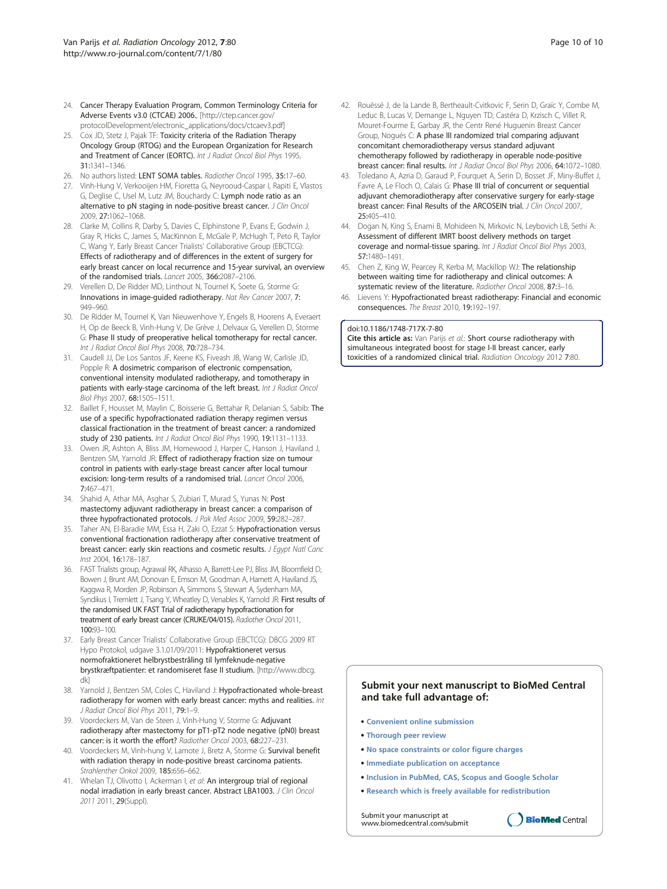24. Cancer Therapy Evaluation Program, Common Terminology Criteria for Adverse Events v3.0 (CTCAE) 2006., [http://ctep.cancer.gov/protocolDevelopment/electronic_applications/docs/ctcaev3.pdf]
25. Cox JD, Stetz J, Pajak TF: **Toxicity criteria of the Radiation Therapy Oncology Group (RTOG) and the European Organization for Research and Treatment of Cancer (EORTC).** *Int J Radiat Oncol Biol Phys* 1995, **31**:1341–1346.
26. No authors listed: **LENT SOMA tables.** *Radiother Oncol* 1995, **35**:17–60.
27. Vinh-Hung V, Verkooijen HM, Fioretta G, Neyroud-Caspar I, Rapiti E, Vlastos G, Deglise C, Usel M, Lutz JM, Bouchardy C: **Lymph node ratio as an alternative to pN staging in node-positive breast cancer.** *J Clin Oncol* 2009, **27**:1062–1068.
28. Clarke M, Collins R, Darby S, Davies C, Elphinstone P, Evans E, Godwin J, Gray R, Hicks C, James S, MacKinnon E, McGale P, McHugh T, Peto R, Taylor C, Wang Y, Early Breast Cancer Trialists' Collaborative Group (EBCTCG): **Effects of radiotherapy and of differences in the extent of surgery for early breast cancer on local recurrence and 15-year survival, an overview of the randomised trials.** *Lancet* 2005, **366**:2087–2106.
29. Verellen D, De Ridder MD, Linthout N, Tournel K, Soete G, Storme G: **Innovations in image-guided radiotherapy.** *Nat Rev Cancer* 2007, **7**: 949–960.
30. De Ridder M, Tournel K, Van Nieuwenhove Y, Engels B, Hoorens A, Everaert H, Op de Beeck B, Vinh-Hung V, De Grève J, Delvaux G, Verellen D, Storme G: **Phase II study of preoperative helical tomotherapy for rectal cancer.** *Int J Radiat Oncol Biol Phys* 2008, **70**:728–734.
31. Caudell JJ, De Los Santos JF, Keene KS, Fiveash JB, Wang W, Carlisle JD, Popple R: **A dosimetric comparison of electronic compensation, conventional intensity modulated radiotherapy, and tomotherapy in patients with early-stage carcinoma of the left breast.** *Int J Radiat Oncol Biol Phys* 2007, **68**:1505–1511.
32. Baillet F, Housset M, Maylin C, Boisserie G, Bettahar R, Delanian S, Sabib: **The use of a specific hypofractionated radiation therapy regimen versus classical fractionation in the treatment of breast cancer: a randomized study of 230 patients.** *Int J Radiat Oncol Biol Phys* 1990, **19**:1131–1133.
33. Owen JR, Ashton A, Bliss JM, Homewood J, Harper C, Hanson J, Haviland J, Bentzen SM, Yarnold JR: **Effect of radiotherapy fraction size on tumour control in patients with early-stage breast cancer after local tumour excision: long-term results of a randomised trial.** *Lancet Oncol* 2006, **7**:467–471.
34. Shahid A, Athar MA, Asghar S, Zubiari T, Murad S, Yunas N: **Post mastectomy adjuvant radiotherapy in breast cancer: a comparison of three hypofractionated protocols.** *J Pak Med Assoc* 2009, **59**:282–287.
35. Taher AN, El-Baradie MM, Essa H, Zaki O, Ezzat S: **Hypofractionation versus conventional fractionation radiotherapy after conservative treatment of breast cancer: early skin reactions and cosmetic results.** *J Egypt Natl Canc Inst* 2004, **16**:178–187.
36. FAST Trialists group, Agrawal RK, Alhasso A, Barrett-Lee PJ, Bliss JM, Bloomfield D, Bowen J, Brunt AM, Donovan E, Emson M, Goodman A, Harnett A, Haviland JS, Kaggwa R, Morden JP, Robinson A, Simmons S, Stewart A, Sydenham MA, Syndikus I, Tremlett J, Tsang Y, Wheatley D, Venables K, Yarnold JR: **First results of the randomised UK FAST Trial of radiotherapy hypofractionation for treatment of early breast cancer (CRUKE/04/015).** *Radiother Oncol* 2011, **100**:93–100.
37. Early Breast Cancer Trialists' Collaborative Group (EBCTCG): DBCG 2009 RT Hypo Protokol, udgave 3.1.01/09/2011: **Hypofraktioneret versus normofraktioneret helbrystbestråling til lymfeknude-negative brystkræftpatienter: et randomiseret fase II studium.** [http://www.dbcg.dk]
38. Yarnold J, Bentzen SM, Coles C, Haviland J: **Hypofractionated whole-breast radiotherapy for women with early breast cancer: myths and realities.** *Int J Radiat Oncol Biol Phys* 2011, **79**:1–9.
39. Voordeckers M, Van de Steen J, Vinh-Hung V, Storme G: **Adjuvant radiotherapy after mastectomy for pT1-pT2 node negative (pN0) breast cancer: is it worth the effort?** *Radiother Oncol* 2003, **68**:227–231.
40. Voordeckers M, Vinh-hung V, Lamote J, Bretz A, Storme G: **Survival benefit with radiation therapy in node-positive breast carcinoma patients.** *Strahlenther Onkol* 2009, **185**:656–662.
41. Whelan TJ, Olivotto I, Ackerman I, *et al*: **An intergroup trial of regional nodal irradiation in early breast cancer.** Abstract LBA1003. *J Clin Oncol 2011* 2011, **29**(Suppl).
42. Rouëssé J, de la Lande B, Bertheault-Cvitkovic F, Serin D, Graïc Y, Combe M, Leduc B, Lucas V, Demange L, Nguyen TD, Castéra D, Krzisch C, Villet R, Mouret-Fourme E, Garbay JR, the Centr René Huguenin Breast Cancer Group, Nogués C: **A phase III randomized trial comparing adjuvant concomitant chemoradiotherapy versus standard adjuvant chemotherapy followed by radiotherapy in operable node-positive breast cancer: final results.** *Int J Radiat Oncol Biol Phys* 2006, **64**:1072–1080.
43. Toledano A, Azria D, Garaud P, Fourquet A, Serin D, Bosset JF, Miny-Buffet J, Favre A, Le Floch O, Calais G: **Phase III trial of concurrent or sequential adjuvant chemoradiotherapy after conservative surgery for early-stage breast cancer: Final Results of the ARCOSEIN trial.** *J Clin Oncol* 2007, **25**:405–410.
44. Dogan N, King S, Enami B, Mohideen N, Mirkovic N, Leybovich LB, Sethi A: **Assessment of different IMRT boost delivery methods on target coverage and normal-tissue sparing.** *Int J Radiat Oncol Biol Phys* 2003, **57**:1480–1491.
45. Chen Z, King W, Pearcey R, Kerba M, Mackillop WJ: **The relationship between waiting time for radiotherapy and clinical outcomes: A systematic review of the literature.** *Radiother Oncol* 2008, **87**:3–16.
46. Lievens Y: **Hypofractionated breast radiotherapy: Financial and economic consequences.** *The Breast* 2010, **19**:192–197.

doi:10.1186/1748-717X-7-80
**Cite this article as:** Van Parijs *et al.*: Short course radiotherapy with simultaneous integrated boost for stage I-II breast cancer, early toxicities of a randomized clinical trial. *Radiation Oncology* 2012 **7**:80.

**Submit your next manuscript to BioMed Central and take full advantage of:**

- **Convenient online submission**
- **Thorough peer review**
- **No space constraints or color figure charges**
- **Immediate publication on acceptance**
- **Inclusion in PubMed, CAS, Scopus and Google Scholar**
- **Research which is freely available for redistribution**

Submit your manuscript at www.biomedcentral.com/submit

BioMed Central